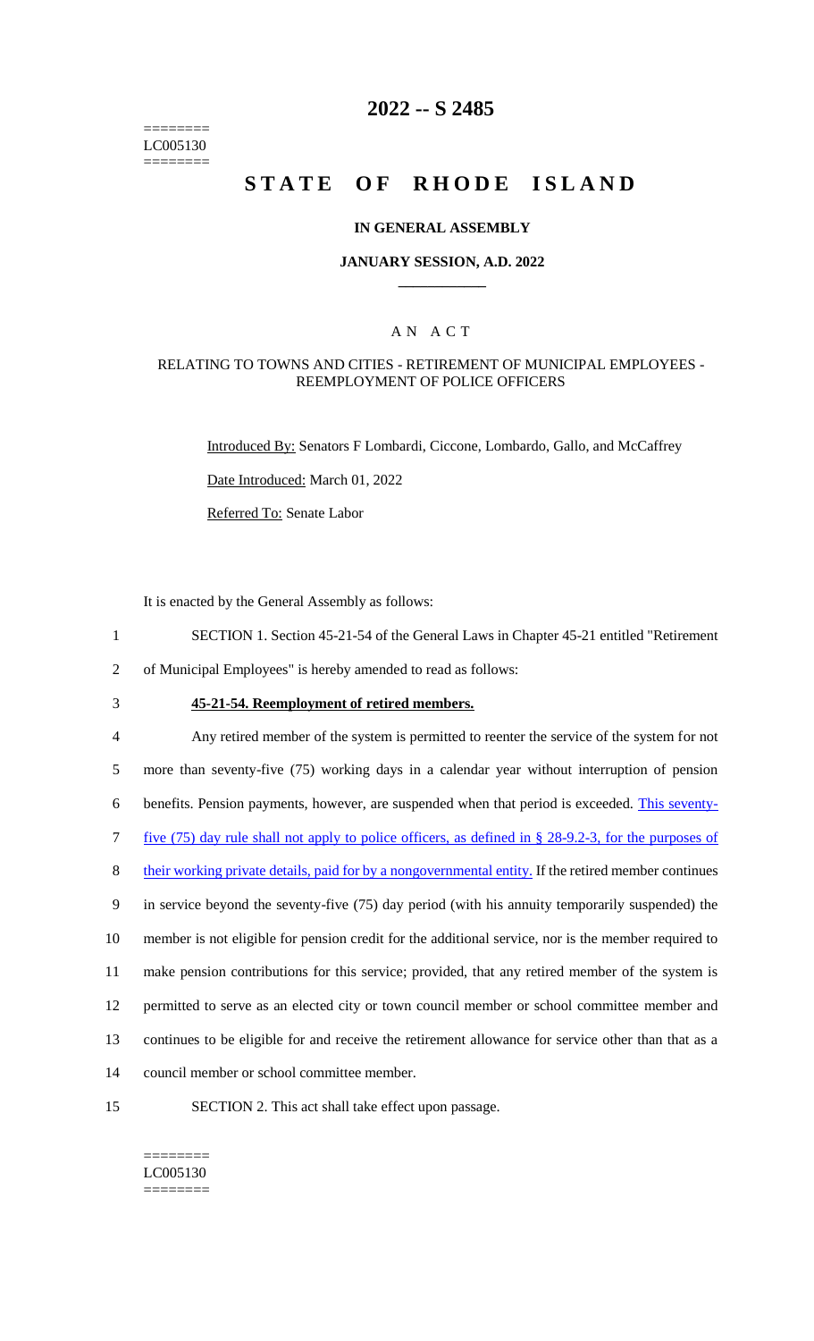========
LC005130
========

# 2022 -- S 2485

# STATE OF RHODE ISLAND

## IN GENERAL ASSEMBLY

### JANUARY SESSION, A.D. 2022

## A N A C T

### RELATING TO TOWNS AND CITIES - RETIREMENT OF MUNICIPAL EMPLOYEES - REEMPLOYMENT OF POLICE OFFICERS

Introduced By: Senators F Lombardi, Ciccone, Lombardo, Gallo, and McCaffrey

Date Introduced: March 01, 2022

Referred To: Senate Labor

It is enacted by the General Assembly as follows:

1 SECTION 1. Section 45-21-54 of the General Laws in Chapter 45-21 entitled "Retirement
2 of Municipal Employees" is hereby amended to read as follows:

3 **45-21-54. Reemployment of retired members.**

4 Any retired member of the system is permitted to reenter the service of the system for not
5 more than seventy-five (75) working days in a calendar year without interruption of pension
6 benefits. Pension payments, however, are suspended when that period is exceeded. This seventy-
7 five (75) day rule shall not apply to police officers, as defined in § 28-9.2-3, for the purposes of
8 their working private details, paid for by a nongovernmental entity. If the retired member continues
9 in service beyond the seventy-five (75) day period (with his annuity temporarily suspended) the
10 member is not eligible for pension credit for the additional service, nor is the member required to
11 make pension contributions for this service; provided, that any retired member of the system is
12 permitted to serve as an elected city or town council member or school committee member and
13 continues to be eligible for and receive the retirement allowance for service other than that as a
14 council member or school committee member.

15 SECTION 2. This act shall take effect upon passage.

========
LC005130
========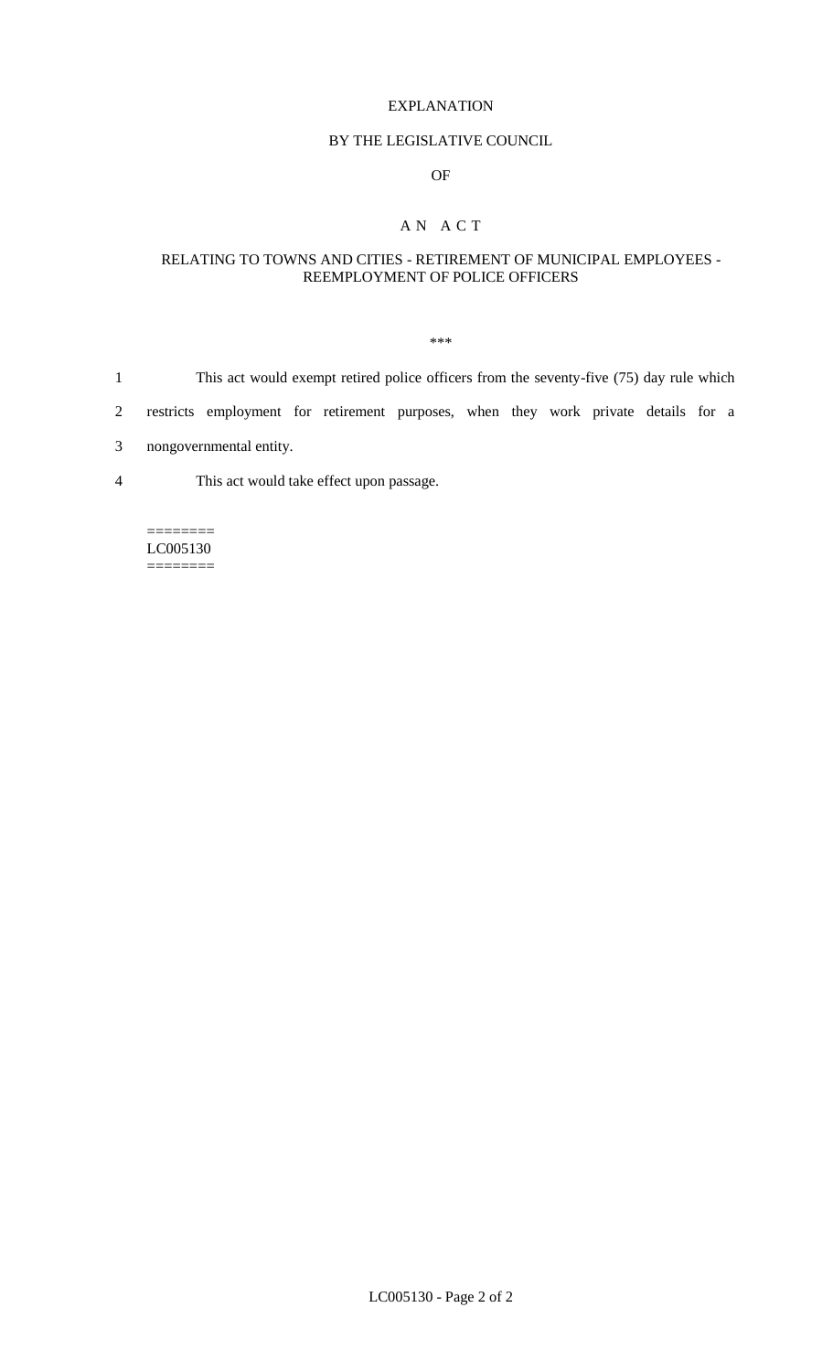EXPLANATION

BY THE LEGISLATIVE COUNCIL

OF

A N A C T

RELATING TO TOWNS AND CITIES - RETIREMENT OF MUNICIPAL EMPLOYEES - REEMPLOYMENT OF POLICE OFFICERS

***

1 This act would exempt retired police officers from the seventy-five (75) day rule which
2 restricts employment for retirement purposes, when they work private details for a
3 nongovernmental entity.

4 This act would take effect upon passage.

========
LC005130
========